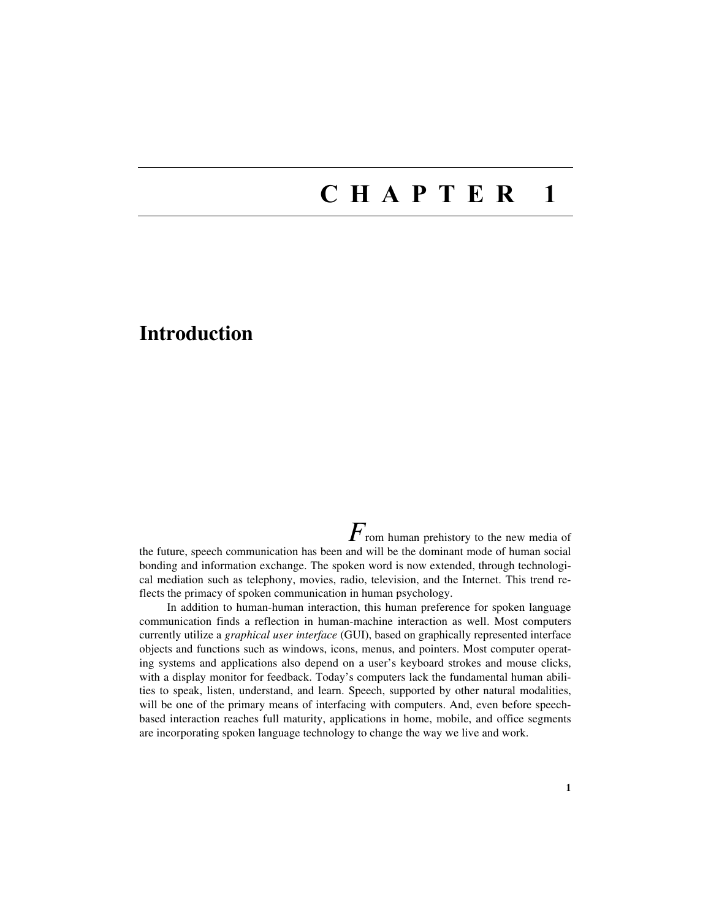# CHAPTER 1

## Introduction

From human prehistory to the new media of the future, speech communication has been and will be the dominant mode of human social bonding and information exchange. The spoken word is now extended, through technological mediation such as telephony, movies, radio, television, and the Internet. This trend reflects the primacy of spoken communication in human psychology.

In addition to human-human interaction, this human preference for spoken language communication finds a reflection in human-machine interaction as well. Most computers currently utilize a *graphical user interface* (GUI), based on graphically represented interface objects and functions such as windows, icons, menus, and pointers. Most computer operating systems and applications also depend on a user's keyboard strokes and mouse clicks, with a display monitor for feedback. Today's computers lack the fundamental human abilities to speak, listen, understand, and learn. Speech, supported by other natural modalities, will be one of the primary means of interfacing with computers. And, even before speech-based interaction reaches full maturity, applications in home, mobile, and office segments are incorporating spoken language technology to change the way we live and work.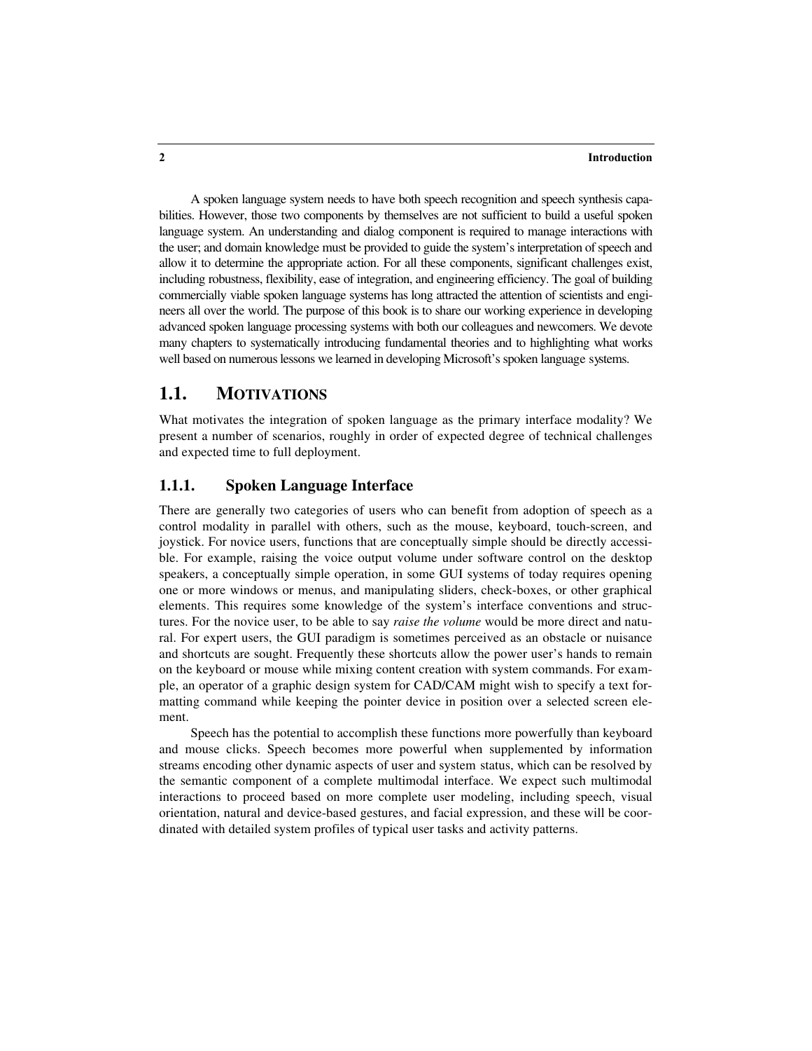A spoken language system needs to have both speech recognition and speech synthesis capabilities. However, those two components by themselves are not sufficient to build a useful spoken language system. An understanding and dialog component is required to manage interactions with the user; and domain knowledge must be provided to guide the system's interpretation of speech and allow it to determine the appropriate action. For all these components, significant challenges exist, including robustness, flexibility, ease of integration, and engineering efficiency. The goal of building commercially viable spoken language systems has long attracted the attention of scientists and engineers all over the world. The purpose of this book is to share our working experience in developing advanced spoken language processing systems with both our colleagues and newcomers. We devote many chapters to systematically introducing fundamental theories and to highlighting what works well based on numerous lessons we learned in developing Microsoft's spoken language systems.

## 1.1. MOTIVATIONS

What motivates the integration of spoken language as the primary interface modality? We present a number of scenarios, roughly in order of expected degree of technical challenges and expected time to full deployment.

### 1.1.1. Spoken Language Interface

There are generally two categories of users who can benefit from adoption of speech as a control modality in parallel with others, such as the mouse, keyboard, touch-screen, and joystick. For novice users, functions that are conceptually simple should be directly accessible. For example, raising the voice output volume under software control on the desktop speakers, a conceptually simple operation, in some GUI systems of today requires opening one or more windows or menus, and manipulating sliders, check-boxes, or other graphical elements. This requires some knowledge of the system's interface conventions and structures. For the novice user, to be able to say *raise the volume* would be more direct and natural. For expert users, the GUI paradigm is sometimes perceived as an obstacle or nuisance and shortcuts are sought. Frequently these shortcuts allow the power user's hands to remain on the keyboard or mouse while mixing content creation with system commands. For example, an operator of a graphic design system for CAD/CAM might wish to specify a text formatting command while keeping the pointer device in position over a selected screen element.

Speech has the potential to accomplish these functions more powerfully than keyboard and mouse clicks. Speech becomes more powerful when supplemented by information streams encoding other dynamic aspects of user and system status, which can be resolved by the semantic component of a complete multimodal interface. We expect such multimodal interactions to proceed based on more complete user modeling, including speech, visual orientation, natural and device-based gestures, and facial expression, and these will be coordinated with detailed system profiles of typical user tasks and activity patterns.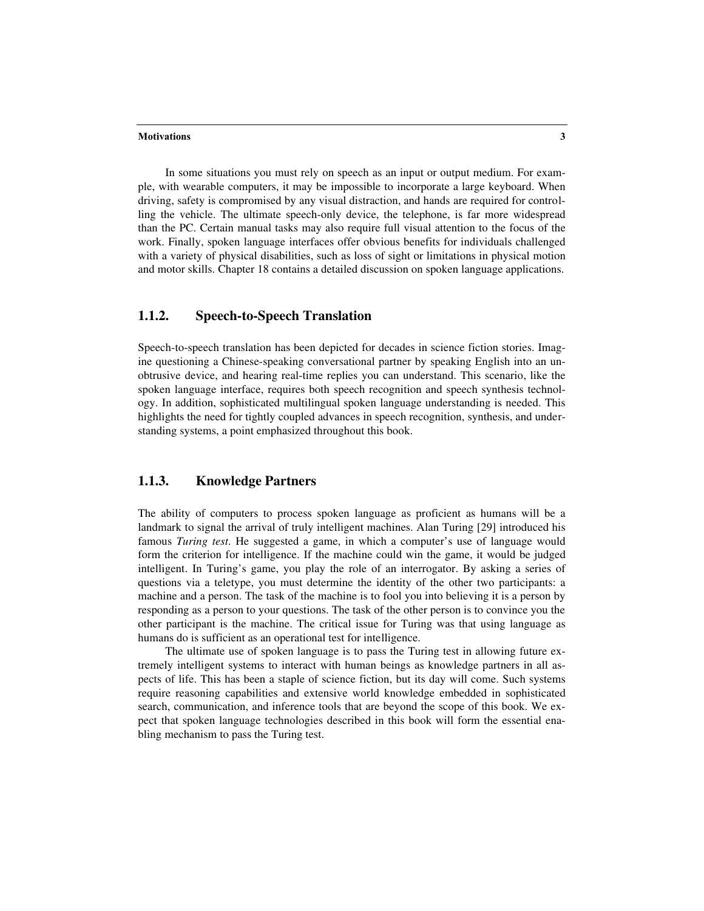In some situations you must rely on speech as an input or output medium. For example, with wearable computers, it may be impossible to incorporate a large keyboard. When driving, safety is compromised by any visual distraction, and hands are required for controlling the vehicle. The ultimate speech-only device, the telephone, is far more widespread than the PC. Certain manual tasks may also require full visual attention to the focus of the work. Finally, spoken language interfaces offer obvious benefits for individuals challenged with a variety of physical disabilities, such as loss of sight or limitations in physical motion and motor skills. Chapter 18 contains a detailed discussion on spoken language applications.

### 1.1.2. Speech-to-Speech Translation

Speech-to-speech translation has been depicted for decades in science fiction stories. Imagine questioning a Chinese-speaking conversational partner by speaking English into an unobtrusive device, and hearing real-time replies you can understand. This scenario, like the spoken language interface, requires both speech recognition and speech synthesis technology. In addition, sophisticated multilingual spoken language understanding is needed. This highlights the need for tightly coupled advances in speech recognition, synthesis, and understanding systems, a point emphasized throughout this book.

### 1.1.3. Knowledge Partners

The ability of computers to process spoken language as proficient as humans will be a landmark to signal the arrival of truly intelligent machines. Alan Turing [29] introduced his famous *Turing test*. He suggested a game, in which a computer's use of language would form the criterion for intelligence. If the machine could win the game, it would be judged intelligent. In Turing's game, you play the role of an interrogator. By asking a series of questions via a teletype, you must determine the identity of the other two participants: a machine and a person. The task of the machine is to fool you into believing it is a person by responding as a person to your questions. The task of the other person is to convince you the other participant is the machine. The critical issue for Turing was that using language as humans do is sufficient as an operational test for intelligence.

The ultimate use of spoken language is to pass the Turing test in allowing future extremely intelligent systems to interact with human beings as knowledge partners in all aspects of life. This has been a staple of science fiction, but its day will come. Such systems require reasoning capabilities and extensive world knowledge embedded in sophisticated search, communication, and inference tools that are beyond the scope of this book. We expect that spoken language technologies described in this book will form the essential enabling mechanism to pass the Turing test.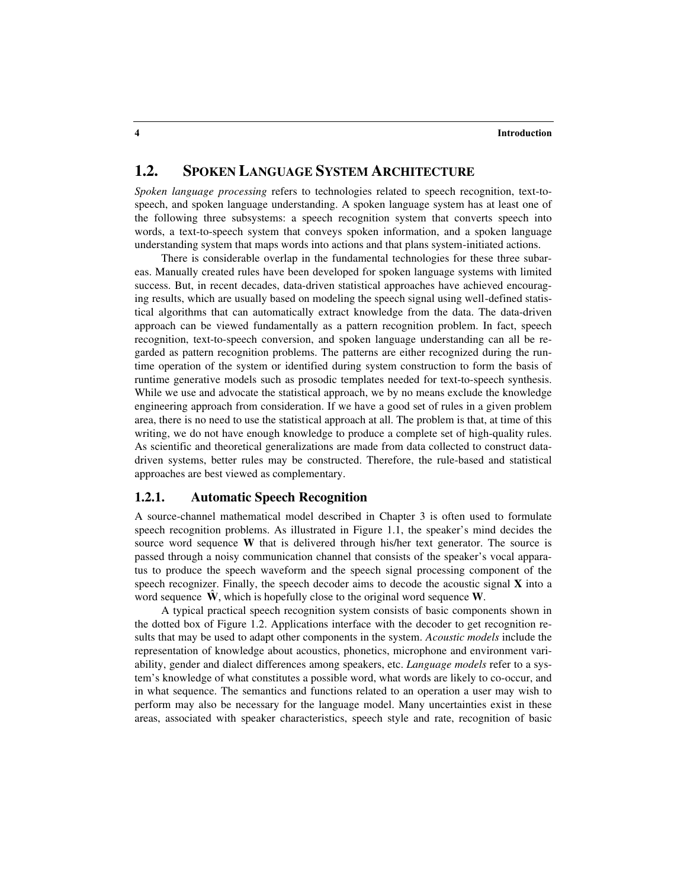## 1.2. SPOKEN LANGUAGE SYSTEM ARCHITECTURE

*Spoken language processing* refers to technologies related to speech recognition, text-to-speech, and spoken language understanding. A spoken language system has at least one of the following three subsystems: a speech recognition system that converts speech into words, a text-to-speech system that conveys spoken information, and a spoken language understanding system that maps words into actions and that plans system-initiated actions.

There is considerable overlap in the fundamental technologies for these three subareas. Manually created rules have been developed for spoken language systems with limited success. But, in recent decades, data-driven statistical approaches have achieved encouraging results, which are usually based on modeling the speech signal using well-defined statistical algorithms that can automatically extract knowledge from the data. The data-driven approach can be viewed fundamentally as a pattern recognition problem. In fact, speech recognition, text-to-speech conversion, and spoken language understanding can all be regarded as pattern recognition problems. The patterns are either recognized during the runtime operation of the system or identified during system construction to form the basis of runtime generative models such as prosodic templates needed for text-to-speech synthesis. While we use and advocate the statistical approach, we by no means exclude the knowledge engineering approach from consideration. If we have a good set of rules in a given problem area, there is no need to use the statistical approach at all. The problem is that, at time of this writing, we do not have enough knowledge to produce a complete set of high-quality rules. As scientific and theoretical generalizations are made from data collected to construct data-driven systems, better rules may be constructed. Therefore, the rule-based and statistical approaches are best viewed as complementary.

### 1.2.1. Automatic Speech Recognition

A source-channel mathematical model described in Chapter 3 is often used to formulate speech recognition problems. As illustrated in Figure 1.1, the speaker's mind decides the source word sequence $\mathbf{W}$ that is delivered through his/her text generator. The source is passed through a noisy communication channel that consists of the speaker's vocal apparatus to produce the speech waveform and the speech signal processing component of the speech recognizer. Finally, the speech decoder aims to decode the acoustic signal $\mathbf{X}$ into a word sequence $\hat{\mathbf{W}}$, which is hopefully close to the original word sequence $\mathbf{W}$.

A typical practical speech recognition system consists of basic components shown in the dotted box of Figure 1.2. Applications interface with the decoder to get recognition results that may be used to adapt other components in the system. *Acoustic models* include the representation of knowledge about acoustics, phonetics, microphone and environment variability, gender and dialect differences among speakers, etc. *Language models* refer to a system's knowledge of what constitutes a possible word, what words are likely to co-occur, and in what sequence. The semantics and functions related to an operation a user may wish to perform may also be necessary for the language model. Many uncertainties exist in these areas, associated with speaker characteristics, speech style and rate, recognition of basic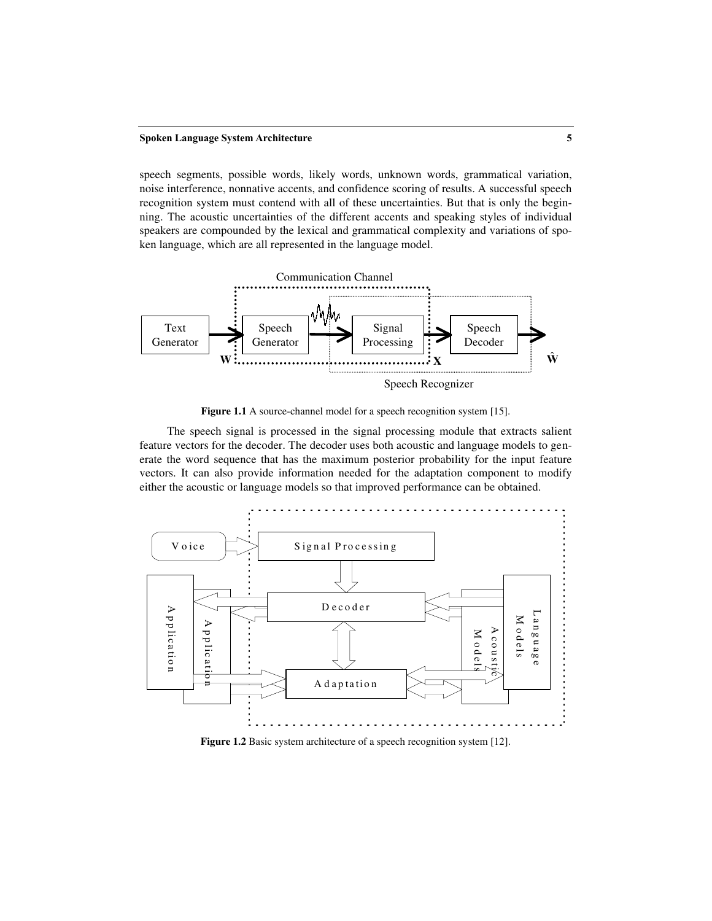speech segments, possible words, likely words, unknown words, grammatical variation, noise interference, nonnative accents, and confidence scoring of results. A successful speech recognition system must contend with all of these uncertainties. But that is only the beginning. The acoustic uncertainties of the different accents and speaking styles of individual speakers are compounded by the lexical and grammatical complexity and variations of spoken language, which are all represented in the language model.

**Figure 1.1** A source-channel model for a speech recognition system [15].

The speech signal is processed in the signal processing module that extracts salient feature vectors for the decoder. The decoder uses both acoustic and language models to generate the word sequence that has the maximum posterior probability for the input feature vectors. It can also provide information needed for the adaptation component to modify either the acoustic or language models so that improved performance can be obtained.

**Figure 1.2** Basic system architecture of a speech recognition system [12].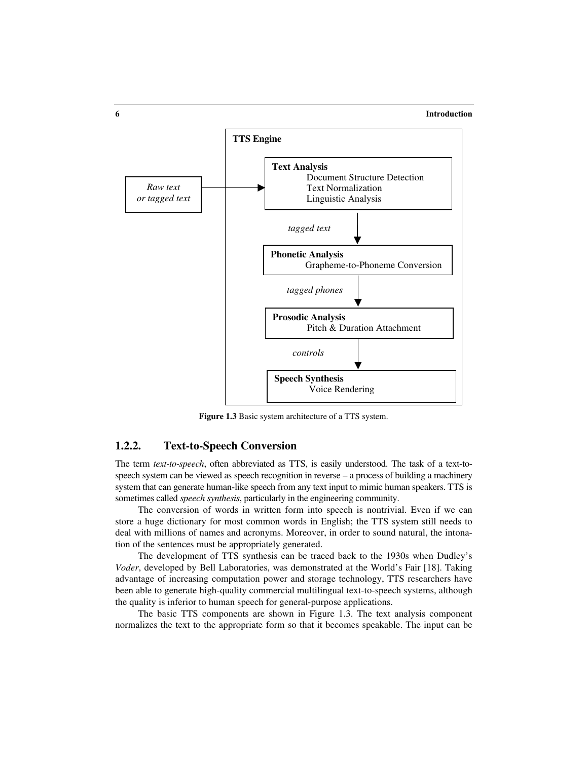TTS Engine

Raw text or tagged text → **Text Analysis**: Document Structure Detection, Text Normalization, Linguistic Analysis

→ *tagged text* → **Phonetic Analysis**: Grapheme-to-Phoneme Conversion

→ *tagged phones* → **Prosodic Analysis**: Pitch & Duration Attachment

→ *controls* → **Speech Synthesis**: Voice Rendering

**Figure 1.3** Basic system architecture of a TTS system.

### 1.2.2. Text-to-Speech Conversion

The term *text-to-speech*, often abbreviated as TTS, is easily understood. The task of a text-to-speech system can be viewed as speech recognition in reverse – a process of building a machinery system that can generate human-like speech from any text input to mimic human speakers. TTS is sometimes called *speech synthesis*, particularly in the engineering community.

The conversion of words in written form into speech is nontrivial. Even if we can store a huge dictionary for most common words in English; the TTS system still needs to deal with millions of names and acronyms. Moreover, in order to sound natural, the intonation of the sentences must be appropriately generated.

The development of TTS synthesis can be traced back to the 1930s when Dudley's *Voder*, developed by Bell Laboratories, was demonstrated at the World's Fair [18]. Taking advantage of increasing computation power and storage technology, TTS researchers have been able to generate high-quality commercial multilingual text-to-speech systems, although the quality is inferior to human speech for general-purpose applications.

The basic TTS components are shown in Figure 1.3. The text analysis component normalizes the text to the appropriate form so that it becomes speakable. The input can be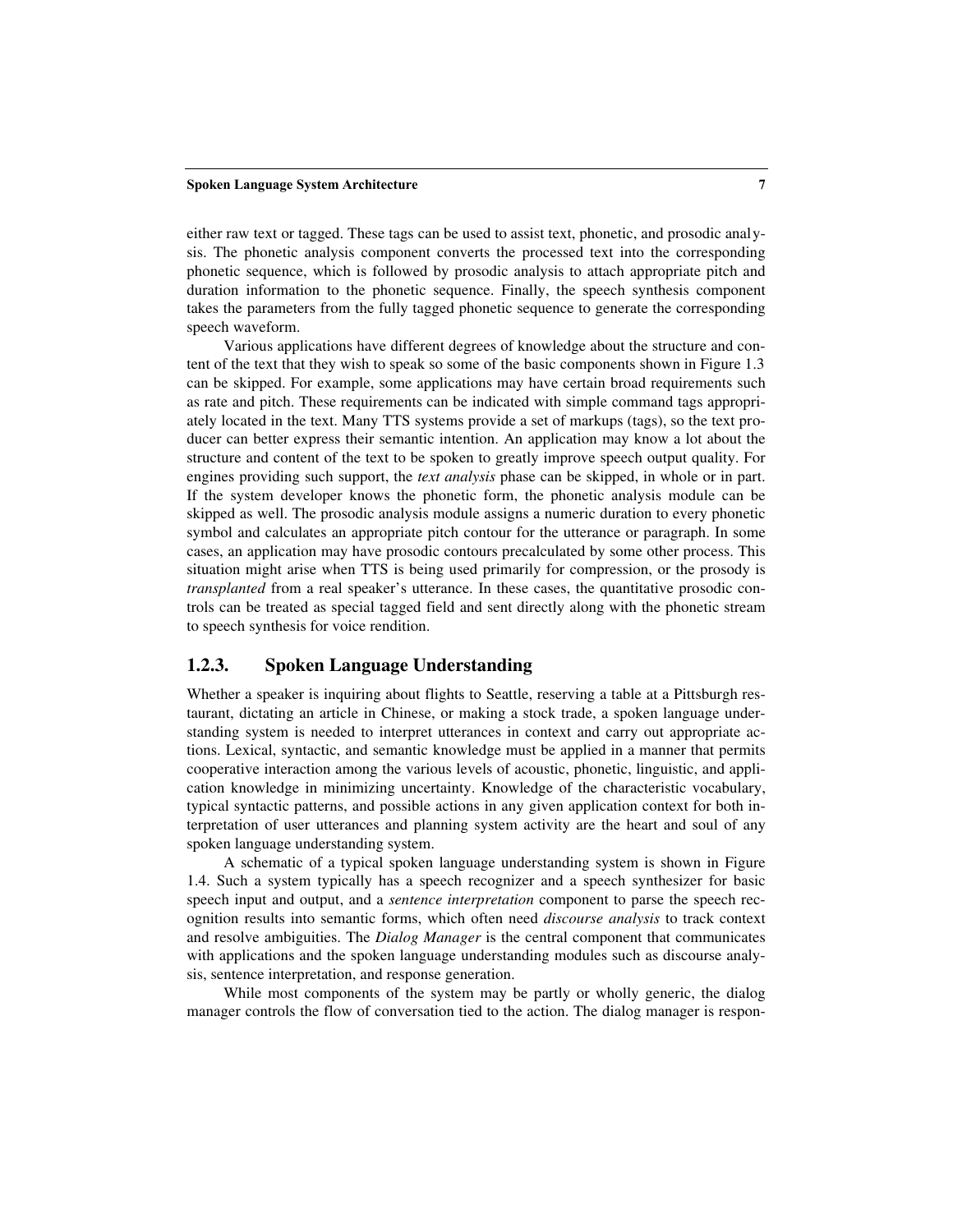either raw text or tagged. These tags can be used to assist text, phonetic, and prosodic analysis. The phonetic analysis component converts the processed text into the corresponding phonetic sequence, which is followed by prosodic analysis to attach appropriate pitch and duration information to the phonetic sequence. Finally, the speech synthesis component takes the parameters from the fully tagged phonetic sequence to generate the corresponding speech waveform.

Various applications have different degrees of knowledge about the structure and content of the text that they wish to speak so some of the basic components shown in Figure 1.3 can be skipped. For example, some applications may have certain broad requirements such as rate and pitch. These requirements can be indicated with simple command tags appropriately located in the text. Many TTS systems provide a set of markups (tags), so the text producer can better express their semantic intention. An application may know a lot about the structure and content of the text to be spoken to greatly improve speech output quality. For engines providing such support, the *text analysis* phase can be skipped, in whole or in part. If the system developer knows the phonetic form, the phonetic analysis module can be skipped as well. The prosodic analysis module assigns a numeric duration to every phonetic symbol and calculates an appropriate pitch contour for the utterance or paragraph. In some cases, an application may have prosodic contours precalculated by some other process. This situation might arise when TTS is being used primarily for compression, or the prosody is *transplanted* from a real speaker's utterance. In these cases, the quantitative prosodic controls can be treated as special tagged field and sent directly along with the phonetic stream to speech synthesis for voice rendition.

### 1.2.3. Spoken Language Understanding

Whether a speaker is inquiring about flights to Seattle, reserving a table at a Pittsburgh restaurant, dictating an article in Chinese, or making a stock trade, a spoken language understanding system is needed to interpret utterances in context and carry out appropriate actions. Lexical, syntactic, and semantic knowledge must be applied in a manner that permits cooperative interaction among the various levels of acoustic, phonetic, linguistic, and application knowledge in minimizing uncertainty. Knowledge of the characteristic vocabulary, typical syntactic patterns, and possible actions in any given application context for both interpretation of user utterances and planning system activity are the heart and soul of any spoken language understanding system.

A schematic of a typical spoken language understanding system is shown in Figure 1.4. Such a system typically has a speech recognizer and a speech synthesizer for basic speech input and output, and a *sentence interpretation* component to parse the speech recognition results into semantic forms, which often need *discourse analysis* to track context and resolve ambiguities. The *Dialog Manager* is the central component that communicates with applications and the spoken language understanding modules such as discourse analysis, sentence interpretation, and response generation.

While most components of the system may be partly or wholly generic, the dialog manager controls the flow of conversation tied to the action. The dialog manager is respon-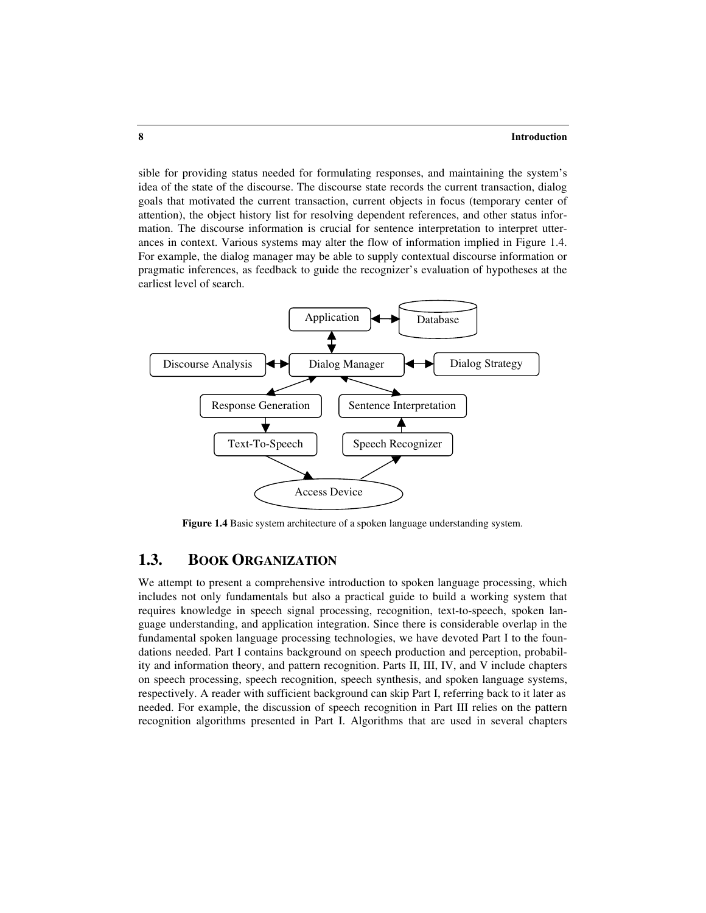sible for providing status needed for formulating responses, and maintaining the system's idea of the state of the discourse. The discourse state records the current transaction, dialog goals that motivated the current transaction, current objects in focus (temporary center of attention), the object history list for resolving dependent references, and other status information. The discourse information is crucial for sentence interpretation to interpret utterances in context. Various systems may alter the flow of information implied in Figure 1.4. For example, the dialog manager may be able to supply contextual discourse information or pragmatic inferences, as feedback to guide the recognizer's evaluation of hypotheses at the earliest level of search.

**Figure 1.4** Basic system architecture of a spoken language understanding system.

## 1.3. BOOK ORGANIZATION

We attempt to present a comprehensive introduction to spoken language processing, which includes not only fundamentals but also a practical guide to build a working system that requires knowledge in speech signal processing, recognition, text-to-speech, spoken language understanding, and application integration. Since there is considerable overlap in the fundamental spoken language processing technologies, we have devoted Part I to the foundations needed. Part I contains background on speech production and perception, probability and information theory, and pattern recognition. Parts II, III, IV, and V include chapters on speech processing, speech recognition, speech synthesis, and spoken language systems, respectively. A reader with sufficient background can skip Part I, referring back to it later as needed. For example, the discussion of speech recognition in Part III relies on the pattern recognition algorithms presented in Part I. Algorithms that are used in several chapters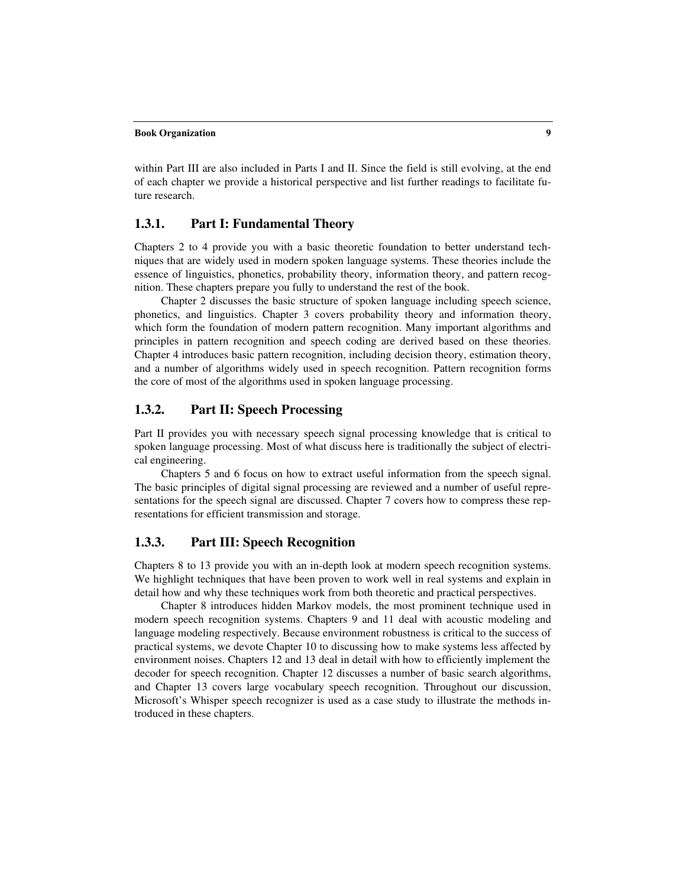within Part III are also included in Parts I and II. Since the field is still evolving, at the end of each chapter we provide a historical perspective and list further readings to facilitate future research.

### 1.3.1. Part I: Fundamental Theory

Chapters 2 to 4 provide you with a basic theoretic foundation to better understand techniques that are widely used in modern spoken language systems. These theories include the essence of linguistics, phonetics, probability theory, information theory, and pattern recognition. These chapters prepare you fully to understand the rest of the book.

Chapter 2 discusses the basic structure of spoken language including speech science, phonetics, and linguistics. Chapter 3 covers probability theory and information theory, which form the foundation of modern pattern recognition. Many important algorithms and principles in pattern recognition and speech coding are derived based on these theories. Chapter 4 introduces basic pattern recognition, including decision theory, estimation theory, and a number of algorithms widely used in speech recognition. Pattern recognition forms the core of most of the algorithms used in spoken language processing.

### 1.3.2. Part II: Speech Processing

Part II provides you with necessary speech signal processing knowledge that is critical to spoken language processing. Most of what discuss here is traditionally the subject of electrical engineering.

Chapters 5 and 6 focus on how to extract useful information from the speech signal. The basic principles of digital signal processing are reviewed and a number of useful representations for the speech signal are discussed. Chapter 7 covers how to compress these representations for efficient transmission and storage.

### 1.3.3. Part III: Speech Recognition

Chapters 8 to 13 provide you with an in-depth look at modern speech recognition systems. We highlight techniques that have been proven to work well in real systems and explain in detail how and why these techniques work from both theoretic and practical perspectives.

Chapter 8 introduces hidden Markov models, the most prominent technique used in modern speech recognition systems. Chapters 9 and 11 deal with acoustic modeling and language modeling respectively. Because environment robustness is critical to the success of practical systems, we devote Chapter 10 to discussing how to make systems less affected by environment noises. Chapters 12 and 13 deal in detail with how to efficiently implement the decoder for speech recognition. Chapter 12 discusses a number of basic search algorithms, and Chapter 13 covers large vocabulary speech recognition. Throughout our discussion, Microsoft's Whisper speech recognizer is used as a case study to illustrate the methods introduced in these chapters.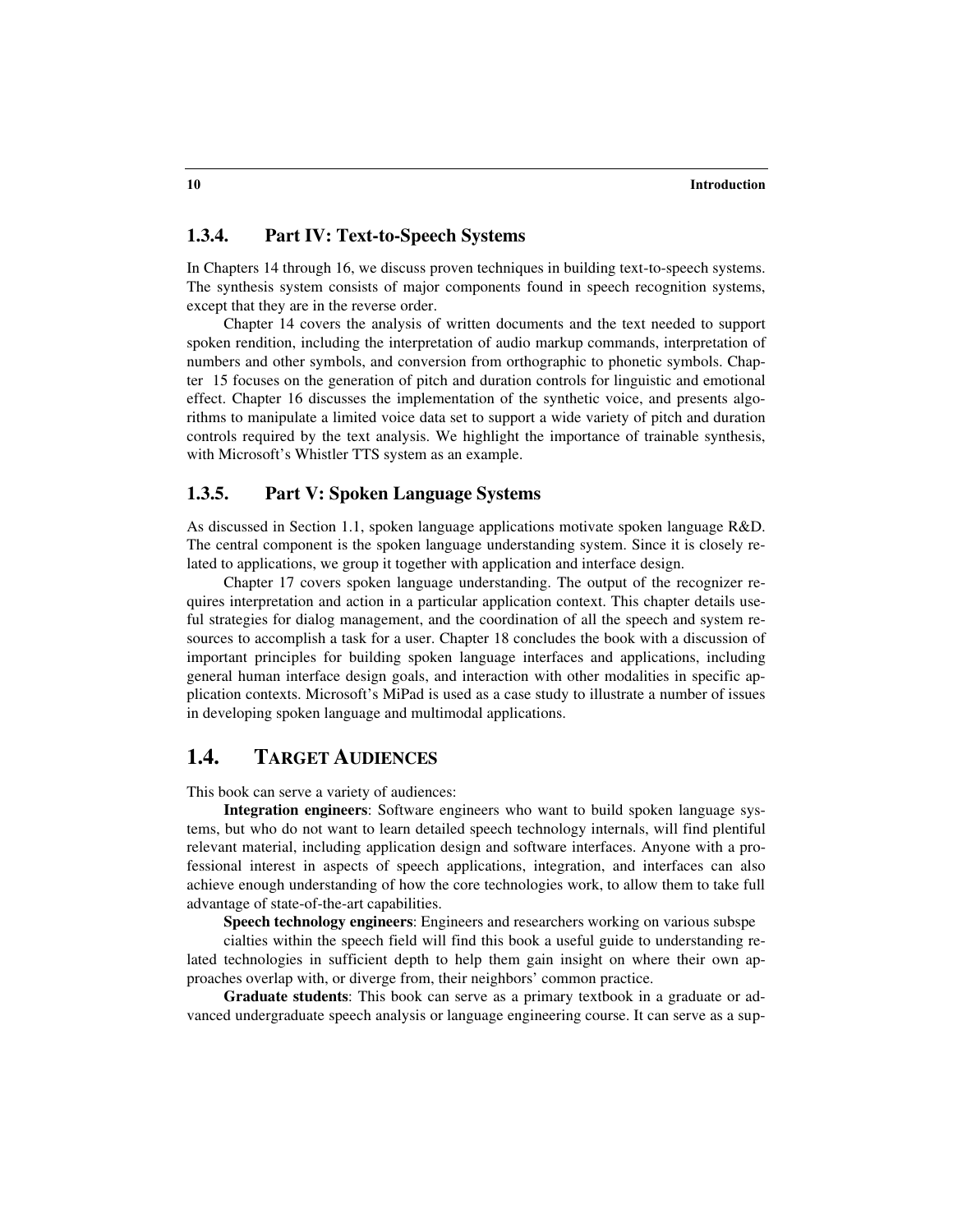### 1.3.4. Part IV: Text-to-Speech Systems

In Chapters 14 through 16, we discuss proven techniques in building text-to-speech systems. The synthesis system consists of major components found in speech recognition systems, except that they are in the reverse order.

Chapter 14 covers the analysis of written documents and the text needed to support spoken rendition, including the interpretation of audio markup commands, interpretation of numbers and other symbols, and conversion from orthographic to phonetic symbols. Chapter 15 focuses on the generation of pitch and duration controls for linguistic and emotional effect. Chapter 16 discusses the implementation of the synthetic voice, and presents algorithms to manipulate a limited voice data set to support a wide variety of pitch and duration controls required by the text analysis. We highlight the importance of trainable synthesis, with Microsoft's Whistler TTS system as an example.

### 1.3.5. Part V: Spoken Language Systems

As discussed in Section 1.1, spoken language applications motivate spoken language R&D. The central component is the spoken language understanding system. Since it is closely related to applications, we group it together with application and interface design.

Chapter 17 covers spoken language understanding. The output of the recognizer requires interpretation and action in a particular application context. This chapter details useful strategies for dialog management, and the coordination of all the speech and system resources to accomplish a task for a user. Chapter 18 concludes the book with a discussion of important principles for building spoken language interfaces and applications, including general human interface design goals, and interaction with other modalities in specific application contexts. Microsoft's MiPad is used as a case study to illustrate a number of issues in developing spoken language and multimodal applications.

## 1.4. TARGET AUDIENCES

This book can serve a variety of audiences:

**Integration engineers**: Software engineers who want to build spoken language systems, but who do not want to learn detailed speech technology internals, will find plentiful relevant material, including application design and software interfaces. Anyone with a professional interest in aspects of speech applications, integration, and interfaces can also achieve enough understanding of how the core technologies work, to allow them to take full advantage of state-of-the-art capabilities.

**Speech technology engineers**: Engineers and researchers working on various subspecialties within the speech field will find this book a useful guide to understanding related technologies in sufficient depth to help them gain insight on where their own approaches overlap with, or diverge from, their neighbors' common practice.

**Graduate students**: This book can serve as a primary textbook in a graduate or advanced undergraduate speech analysis or language engineering course. It can serve as a sup-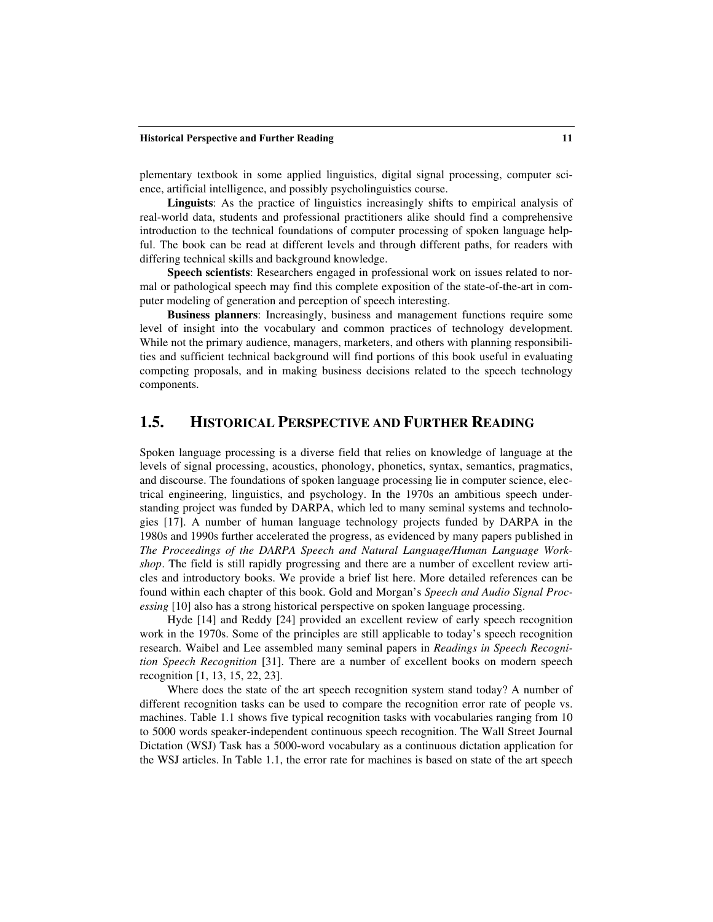plementary textbook in some applied linguistics, digital signal processing, computer science, artificial intelligence, and possibly psycholinguistics course.

**Linguists**: As the practice of linguistics increasingly shifts to empirical analysis of real-world data, students and professional practitioners alike should find a comprehensive introduction to the technical foundations of computer processing of spoken language helpful. The book can be read at different levels and through different paths, for readers with differing technical skills and background knowledge.

**Speech scientists**: Researchers engaged in professional work on issues related to normal or pathological speech may find this complete exposition of the state-of-the-art in computer modeling of generation and perception of speech interesting.

**Business planners**: Increasingly, business and management functions require some level of insight into the vocabulary and common practices of technology development. While not the primary audience, managers, marketers, and others with planning responsibilities and sufficient technical background will find portions of this book useful in evaluating competing proposals, and in making business decisions related to the speech technology components.

## 1.5. Historical Perspective and Further Reading

Spoken language processing is a diverse field that relies on knowledge of language at the levels of signal processing, acoustics, phonology, phonetics, syntax, semantics, pragmatics, and discourse. The foundations of spoken language processing lie in computer science, electrical engineering, linguistics, and psychology. In the 1970s an ambitious speech understanding project was funded by DARPA, which led to many seminal systems and technologies [17]. A number of human language technology projects funded by DARPA in the 1980s and 1990s further accelerated the progress, as evidenced by many papers published in *The Proceedings of the DARPA Speech and Natural Language/Human Language Workshop*. The field is still rapidly progressing and there are a number of excellent review articles and introductory books. We provide a brief list here. More detailed references can be found within each chapter of this book. Gold and Morgan's *Speech and Audio Signal Processing* [10] also has a strong historical perspective on spoken language processing.

Hyde [14] and Reddy [24] provided an excellent review of early speech recognition work in the 1970s. Some of the principles are still applicable to today's speech recognition research. Waibel and Lee assembled many seminal papers in *Readings in Speech Recognition Speech Recognition* [31]. There are a number of excellent books on modern speech recognition [1, 13, 15, 22, 23].

Where does the state of the art speech recognition system stand today? A number of different recognition tasks can be used to compare the recognition error rate of people vs. machines. Table 1.1 shows five typical recognition tasks with vocabularies ranging from 10 to 5000 words speaker-independent continuous speech recognition. The Wall Street Journal Dictation (WSJ) Task has a 5000-word vocabulary as a continuous dictation application for the WSJ articles. In Table 1.1, the error rate for machines is based on state of the art speech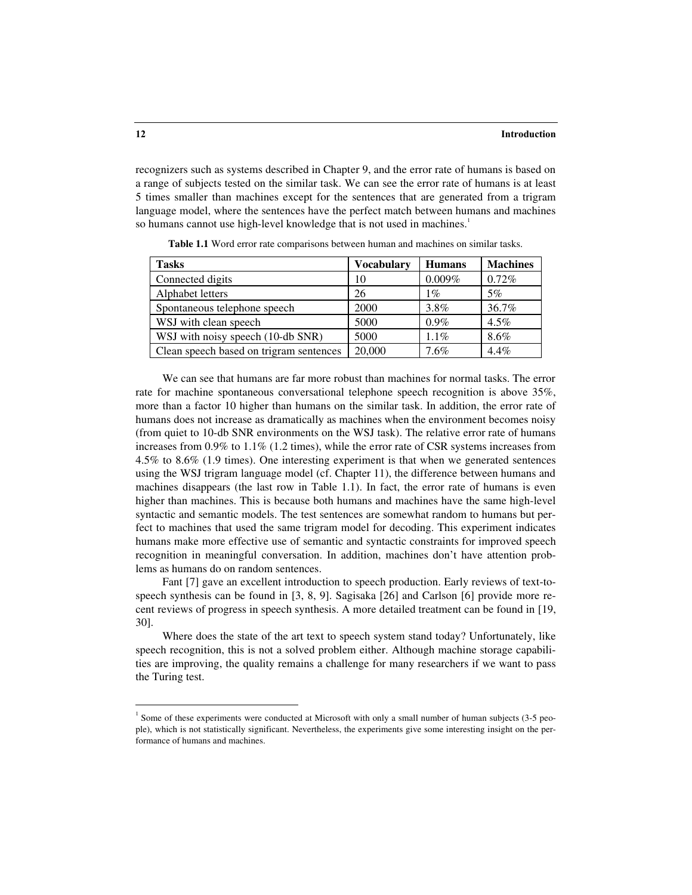recognizers such as systems described in Chapter 9, and the error rate of humans is based on a range of subjects tested on the similar task. We can see the error rate of humans is at least 5 times smaller than machines except for the sentences that are generated from a trigram language model, where the sentences have the perfect match between humans and machines so humans cannot use high-level knowledge that is not used in machines.[1]

**Table 1.1** Word error rate comparisons between human and machines on similar tasks.

| Tasks | Vocabulary | Humans | Machines |
|---|---|---|---|
| Connected digits | 10 | 0.009% | 0.72% |
| Alphabet letters | 26 | 1% | 5% |
| Spontaneous telephone speech | 2000 | 3.8% | 36.7% |
| WSJ with clean speech | 5000 | 0.9% | 4.5% |
| WSJ with noisy speech (10-db SNR) | 5000 | 1.1% | 8.6% |
| Clean speech based on trigram sentences | 20,000 | 7.6% | 4.4% |

We can see that humans are far more robust than machines for normal tasks. The error rate for machine spontaneous conversational telephone speech recognition is above 35%, more than a factor 10 higher than humans on the similar task. In addition, the error rate of humans does not increase as dramatically as machines when the environment becomes noisy (from quiet to 10-db SNR environments on the WSJ task). The relative error rate of humans increases from 0.9% to 1.1% (1.2 times), while the error rate of CSR systems increases from 4.5% to 8.6% (1.9 times). One interesting experiment is that when we generated sentences using the WSJ trigram language model (cf. Chapter 11), the difference between humans and machines disappears (the last row in Table 1.1). In fact, the error rate of humans is even higher than machines. This is because both humans and machines have the same high-level syntactic and semantic models. The test sentences are somewhat random to humans but perfect to machines that used the same trigram model for decoding. This experiment indicates humans make more effective use of semantic and syntactic constraints for improved speech recognition in meaningful conversation. In addition, machines don't have attention problems as humans do on random sentences.

Fant [7] gave an excellent introduction to speech production. Early reviews of text-to-speech synthesis can be found in [3, 8, 9]. Sagisaka [26] and Carlson [6] provide more recent reviews of progress in speech synthesis. A more detailed treatment can be found in [19, 30].

Where does the state of the art text to speech system stand today? Unfortunately, like speech recognition, this is not a solved problem either. Although machine storage capabilities are improving, the quality remains a challenge for many researchers if we want to pass the Turing test.

---

[1] Some of these experiments were conducted at Microsoft with only a small number of human subjects (3-5 people), which is not statistically significant. Nevertheless, the experiments give some interesting insight on the performance of humans and machines.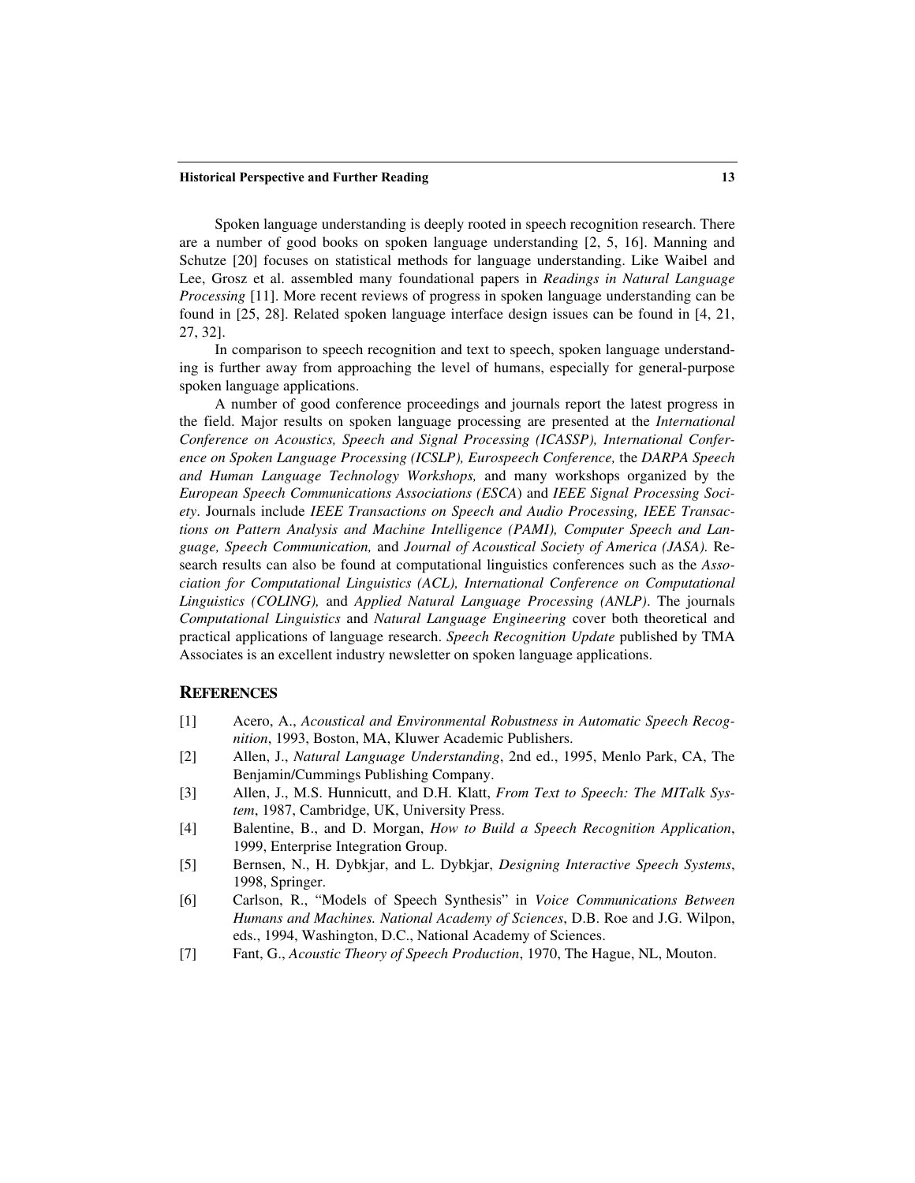Spoken language understanding is deeply rooted in speech recognition research. There are a number of good books on spoken language understanding [2, 5, 16]. Manning and Schutze [20] focuses on statistical methods for language understanding. Like Waibel and Lee, Grosz et al. assembled many foundational papers in *Readings in Natural Language Processing* [11]. More recent reviews of progress in spoken language understanding can be found in [25, 28]. Related spoken language interface design issues can be found in [4, 21, 27, 32].

In comparison to speech recognition and text to speech, spoken language understanding is further away from approaching the level of humans, especially for general-purpose spoken language applications.

A number of good conference proceedings and journals report the latest progress in the field. Major results on spoken language processing are presented at the *International Conference on Acoustics, Speech and Signal Processing (ICASSP), International Conference on Spoken Language Processing (ICSLP), Eurospeech Conference,* the *DARPA Speech and Human Language Technology Workshops,* and many workshops organized by the *European Speech Communications Associations (ESCA)* and *IEEE Signal Processing Society*. Journals include *IEEE Transactions on Speech and Audio Processing, IEEE Transactions on Pattern Analysis and Machine Intelligence (PAMI), Computer Speech and Language, Speech Communication,* and *Journal of Acoustical Society of America (JASA).* Research results can also be found at computational linguistics conferences such as the *Association for Computational Linguistics (ACL), International Conference on Computational Linguistics (COLING),* and *Applied Natural Language Processing (ANLP)*. The journals *Computational Linguistics* and *Natural Language Engineering* cover both theoretical and practical applications of language research. *Speech Recognition Update* published by TMA Associates is an excellent industry newsletter on spoken language applications.

## REFERENCES

[1] Acero, A., *Acoustical and Environmental Robustness in Automatic Speech Recognition*, 1993, Boston, MA, Kluwer Academic Publishers.

[2] Allen, J., *Natural Language Understanding*, 2nd ed., 1995, Menlo Park, CA, The Benjamin/Cummings Publishing Company.

[3] Allen, J., M.S. Hunnicutt, and D.H. Klatt, *From Text to Speech: The MITalk System*, 1987, Cambridge, UK, University Press.

[4] Balentine, B., and D. Morgan, *How to Build a Speech Recognition Application*, 1999, Enterprise Integration Group.

[5] Bernsen, N., H. Dybkjar, and L. Dybkjar, *Designing Interactive Speech Systems*, 1998, Springer.

[6] Carlson, R., "Models of Speech Synthesis" in *Voice Communications Between Humans and Machines. National Academy of Sciences*, D.B. Roe and J.G. Wilpon, eds., 1994, Washington, D.C., National Academy of Sciences.

[7] Fant, G., *Acoustic Theory of Speech Production*, 1970, The Hague, NL, Mouton.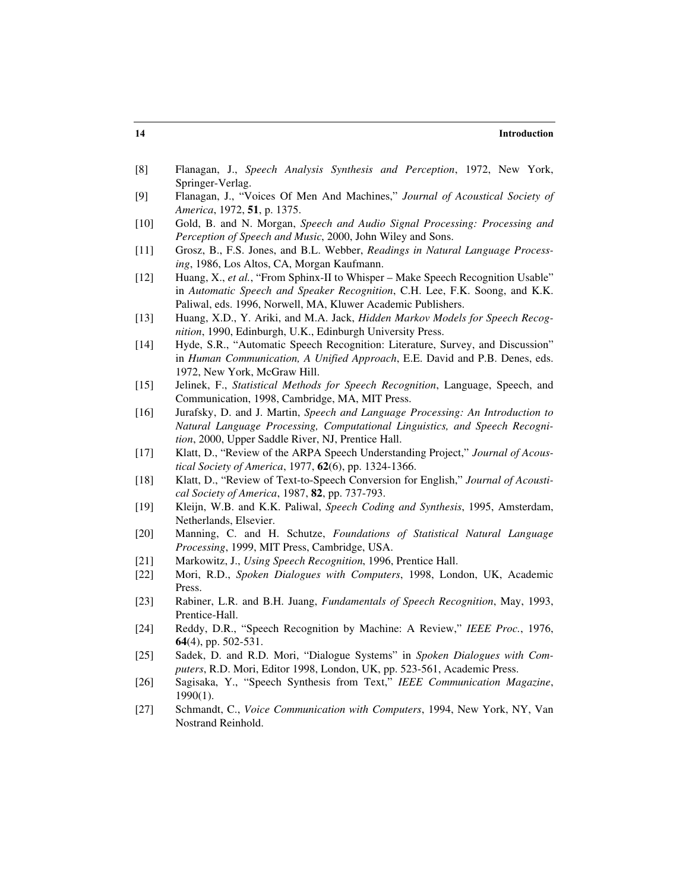[8] Flanagan, J., *Speech Analysis Synthesis and Perception*, 1972, New York, Springer-Verlag.

[9] Flanagan, J., "Voices Of Men And Machines," *Journal of Acoustical Society of America*, 1972, **51**, p. 1375.

[10] Gold, B. and N. Morgan, *Speech and Audio Signal Processing: Processing and Perception of Speech and Music*, 2000, John Wiley and Sons.

[11] Grosz, B., F.S. Jones, and B.L. Webber, *Readings in Natural Language Processing*, 1986, Los Altos, CA, Morgan Kaufmann.

[12] Huang, X., *et al.*, "From Sphinx-II to Whisper – Make Speech Recognition Usable" in *Automatic Speech and Speaker Recognition*, C.H. Lee, F.K. Soong, and K.K. Paliwal, eds. 1996, Norwell, MA, Kluwer Academic Publishers.

[13] Huang, X.D., Y. Ariki, and M.A. Jack, *Hidden Markov Models for Speech Recognition*, 1990, Edinburgh, U.K., Edinburgh University Press.

[14] Hyde, S.R., "Automatic Speech Recognition: Literature, Survey, and Discussion" in *Human Communication, A Unified Approach*, E.E. David and P.B. Denes, eds. 1972, New York, McGraw Hill.

[15] Jelinek, F., *Statistical Methods for Speech Recognition*, Language, Speech, and Communication, 1998, Cambridge, MA, MIT Press.

[16] Jurafsky, D. and J. Martin, *Speech and Language Processing: An Introduction to Natural Language Processing, Computational Linguistics, and Speech Recognition*, 2000, Upper Saddle River, NJ, Prentice Hall.

[17] Klatt, D., "Review of the ARPA Speech Understanding Project," *Journal of Acoustical Society of America*, 1977, **62**(6), pp. 1324-1366.

[18] Klatt, D., "Review of Text-to-Speech Conversion for English," *Journal of Acoustical Society of America*, 1987, **82**, pp. 737-793.

[19] Kleijn, W.B. and K.K. Paliwal, *Speech Coding and Synthesis*, 1995, Amsterdam, Netherlands, Elsevier.

[20] Manning, C. and H. Schutze, *Foundations of Statistical Natural Language Processing*, 1999, MIT Press, Cambridge, USA.

[21] Markowitz, J., *Using Speech Recognition*, 1996, Prentice Hall.

[22] Mori, R.D., *Spoken Dialogues with Computers*, 1998, London, UK, Academic Press.

[23] Rabiner, L.R. and B.H. Juang, *Fundamentals of Speech Recognition*, May, 1993, Prentice-Hall.

[24] Reddy, D.R., "Speech Recognition by Machine: A Review," *IEEE Proc.*, 1976, **64**(4), pp. 502-531.

[25] Sadek, D. and R.D. Mori, "Dialogue Systems" in *Spoken Dialogues with Computers*, R.D. Mori, Editor 1998, London, UK, pp. 523-561, Academic Press.

[26] Sagisaka, Y., "Speech Synthesis from Text," *IEEE Communication Magazine*, 1990(1).

[27] Schmandt, C., *Voice Communication with Computers*, 1994, New York, NY, Van Nostrand Reinhold.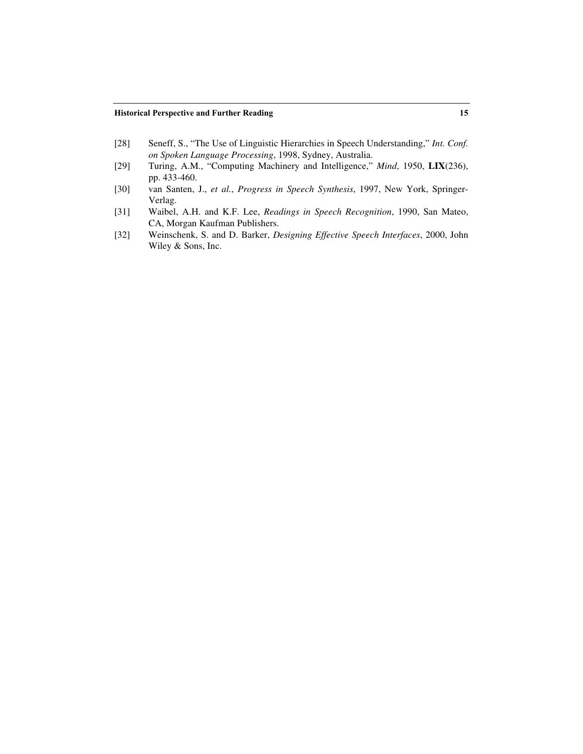[28] Seneff, S., "The Use of Linguistic Hierarchies in Speech Understanding," *Int. Conf. on Spoken Language Processing*, 1998, Sydney, Australia.

[29] Turing, A.M., "Computing Machinery and Intelligence," *Mind*, 1950, **LIX**(236), pp. 433-460.

[30] van Santen, J., *et al.*, *Progress in Speech Synthesis*, 1997, New York, Springer-Verlag.

[31] Waibel, A.H. and K.F. Lee, *Readings in Speech Recognition*, 1990, San Mateo, CA, Morgan Kaufman Publishers.

[32] Weinschenk, S. and D. Barker, *Designing Effective Speech Interfaces*, 2000, John Wiley & Sons, Inc.